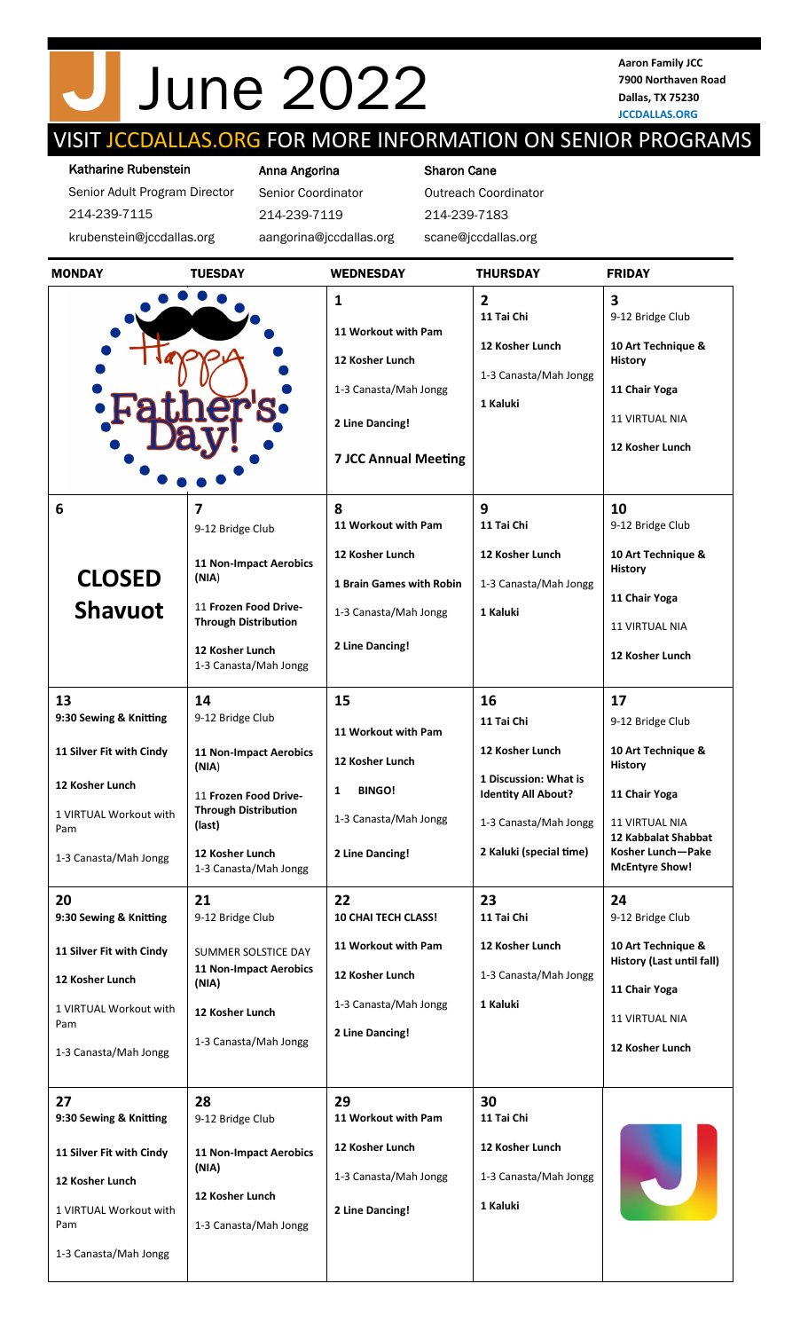# June 2022

**Aaron Family JCC**
**7900 Northaven Road**
**Dallas, TX 75230**
**JCCDALLAS.ORG**

## VISIT JCCDALLAS.ORG FOR MORE INFORMATION ON SENIOR PROGRAMS

**Katharine Rubenstein**
Senior Adult Program Director
214-239-7115
krubenstein@jccdallas.org

**Anna Angorina**
Senior Coordinator
214-239-7119
aangorina@jccdallas.org

**Sharon Cane**
Outreach Coordinator
214-239-7183
scane@jccdallas.org

| MONDAY | TUESDAY | WEDNESDAY | THURSDAY | FRIDAY |
|---|---|---|---|---|
| Happy Father's Day! | | **1**<br>**11 Workout with Pam**<br>**12 Kosher Lunch**<br>1-3 Canasta/Mah Jongg<br>**2 Line Dancing!**<br>**7 JCC Annual Meeting** | **2**<br>**11 Tai Chi**<br>**12 Kosher Lunch**<br>1-3 Canasta/Mah Jongg<br>**1 Kaluki** | **3**<br>9-12 Bridge Club<br>**10 Art Technique & History**<br>**11 Chair Yoga**<br>11 VIRTUAL NIA<br>**12 Kosher Lunch** |
| **6**<br>**CLOSED Shavuot** | **7**<br>9-12 Bridge Club<br>**11 Non-Impact Aerobics (NIA)**<br>11 **Frozen Food Drive-Through Distribution**<br>**12 Kosher Lunch**<br>1-3 Canasta/Mah Jongg | **8**<br>**11 Workout with Pam**<br>**12 Kosher Lunch**<br>**1 Brain Games with Robin**<br>1-3 Canasta/Mah Jongg<br>**2 Line Dancing!** | **9**<br>**11 Tai Chi**<br>**12 Kosher Lunch**<br>1-3 Canasta/Mah Jongg<br>**1 Kaluki** | **10**<br>9-12 Bridge Club<br>**10 Art Technique & History**<br>**11 Chair Yoga**<br>11 VIRTUAL NIA<br>**12 Kosher Lunch** |
| **13**<br>**9:30 Sewing & Knitting**<br>**11 Silver Fit with Cindy**<br>**12 Kosher Lunch**<br>1 VIRTUAL Workout with Pam<br>1-3 Canasta/Mah Jongg | **14**<br>9-12 Bridge Club<br>**11 Non-Impact Aerobics (NIA)**<br>11 **Frozen Food Drive-Through Distribution (last)**<br>**12 Kosher Lunch**<br>1-3 Canasta/Mah Jongg | **15**<br>**11 Workout with Pam**<br>**12 Kosher Lunch**<br>**1 BINGO!**<br>1-3 Canasta/Mah Jongg<br>**2 Line Dancing!** | **16**<br>**11 Tai Chi**<br>**12 Kosher Lunch**<br>**1 Discussion: What is Identity All About?**<br>1-3 Canasta/Mah Jongg<br>**2 Kaluki (special time)** | **17**<br>9-12 Bridge Club<br>**10 Art Technique & History**<br>**11 Chair Yoga**<br>11 VIRTUAL NIA<br>**12 Kabbalat Shabbat Kosher Lunch—Pake McEntyre Show!** |
| **20**<br>**9:30 Sewing & Knitting**<br>**11 Silver Fit with Cindy**<br>**12 Kosher Lunch**<br>1 VIRTUAL Workout with Pam<br>1-3 Canasta/Mah Jongg | **21**<br>9-12 Bridge Club<br>SUMMER SOLSTICE DAY<br>**11 Non-Impact Aerobics (NIA)**<br>**12 Kosher Lunch**<br>1-3 Canasta/Mah Jongg | **22**<br>**10 CHAI TECH CLASS!**<br>**11 Workout with Pam**<br>**12 Kosher Lunch**<br>1-3 Canasta/Mah Jongg<br>**2 Line Dancing!** | **23**<br>**11 Tai Chi**<br>**12 Kosher Lunch**<br>1-3 Canasta/Mah Jongg<br>**1 Kaluki** | **24**<br>9-12 Bridge Club<br>**10 Art Technique & History (Last until fall)**<br>**11 Chair Yoga**<br>11 VIRTUAL NIA<br>**12 Kosher Lunch** |
| **27**<br>**9:30 Sewing & Knitting**<br>**11 Silver Fit with Cindy**<br>**12 Kosher Lunch**<br>1 VIRTUAL Workout with Pam<br>1-3 Canasta/Mah Jongg | **28**<br>9-12 Bridge Club<br>**11 Non-Impact Aerobics (NIA)**<br>**12 Kosher Lunch**<br>1-3 Canasta/Mah Jongg | **29**<br>**11 Workout with Pam**<br>**12 Kosher Lunch**<br>1-3 Canasta/Mah Jongg<br>**2 Line Dancing!** | **30**<br>**11 Tai Chi**<br>**12 Kosher Lunch**<br>1-3 Canasta/Mah Jongg<br>**1 Kaluki** | |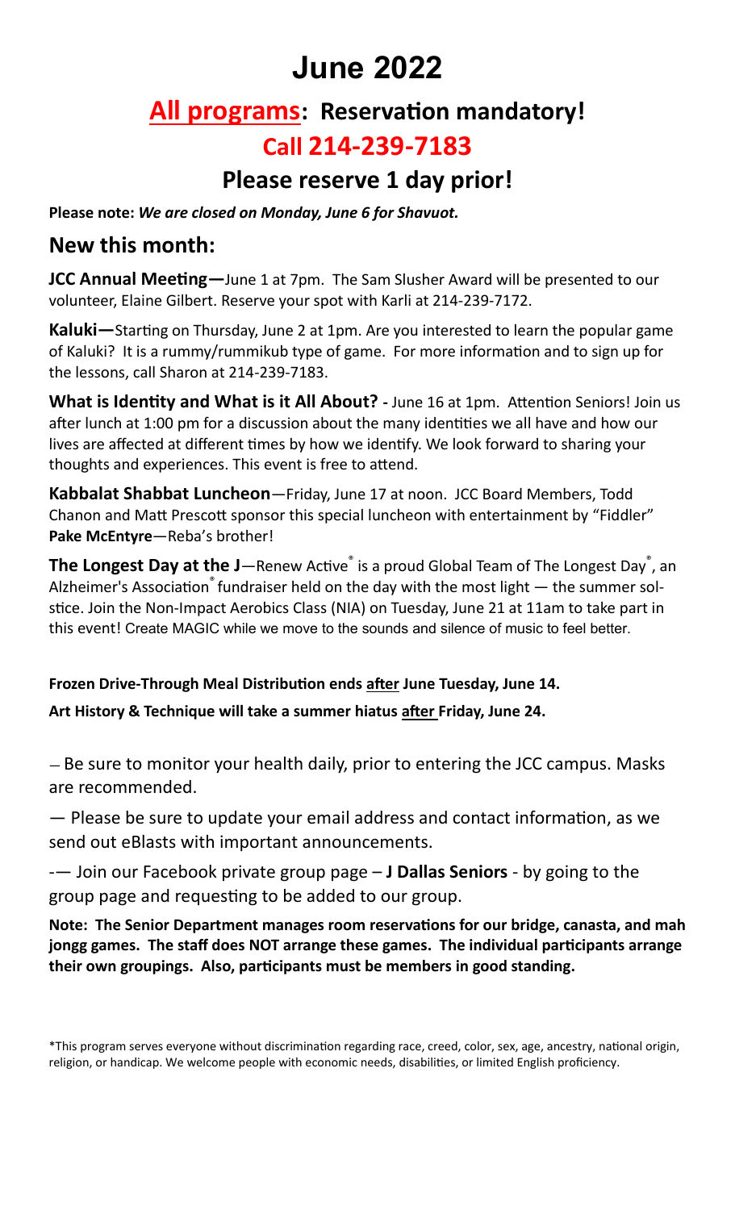# June 2022

## **All programs**: Reservation mandatory!

## Call 214-239-7183

## Please reserve 1 day prior!

**Please note:** ***We are closed on Monday, June 6 for Shavuot.***

## New this month:

**JCC Annual Meeting—**June 1 at 7pm. The Sam Slusher Award will be presented to our volunteer, Elaine Gilbert. Reserve your spot with Karli at 214-239-7172.

**Kaluki—**Starting on Thursday, June 2 at 1pm. Are you interested to learn the popular game of Kaluki? It is a rummy/rummikub type of game. For more information and to sign up for the lessons, call Sharon at 214-239-7183.

**What is Identity and What is it All About? -** June 16 at 1pm. Attention Seniors! Join us after lunch at 1:00 pm for a discussion about the many identities we all have and how our lives are affected at different times by how we identify. We look forward to sharing your thoughts and experiences. This event is free to attend.

**Kabbalat Shabbat Luncheon**—Friday, June 17 at noon. JCC Board Members, Todd Chanon and Matt Prescott sponsor this special luncheon with entertainment by "Fiddler" **Pake McEntyre**—Reba's brother!

**The Longest Day at the J**—Renew Active® is a proud Global Team of The Longest Day®, an Alzheimer's Association® fundraiser held on the day with the most light — the summer solstice. Join the Non-Impact Aerobics Class (NIA) on Tuesday, June 21 at 11am to take part in this event! Create MAGIC while we move to the sounds and silence of music to feel better.

**Frozen Drive-Through Meal Distribution ends after June Tuesday, June 14.**

**Art History & Technique will take a summer hiatus after Friday, June 24.**

– Be sure to monitor your health daily, prior to entering the JCC campus. Masks are recommended.

— Please be sure to update your email address and contact information, as we send out eBlasts with important announcements.

-— Join our Facebook private group page – **J Dallas Seniors** - by going to the group page and requesting to be added to our group.

**Note: The Senior Department manages room reservations for our bridge, canasta, and mah jongg games. The staff does NOT arrange these games. The individual participants arrange their own groupings. Also, participants must be members in good standing.**

*This program serves everyone without discrimination regarding race, creed, color, sex, age, ancestry, national origin, religion, or handicap. We welcome people with economic needs, disabilities, or limited English proficiency.